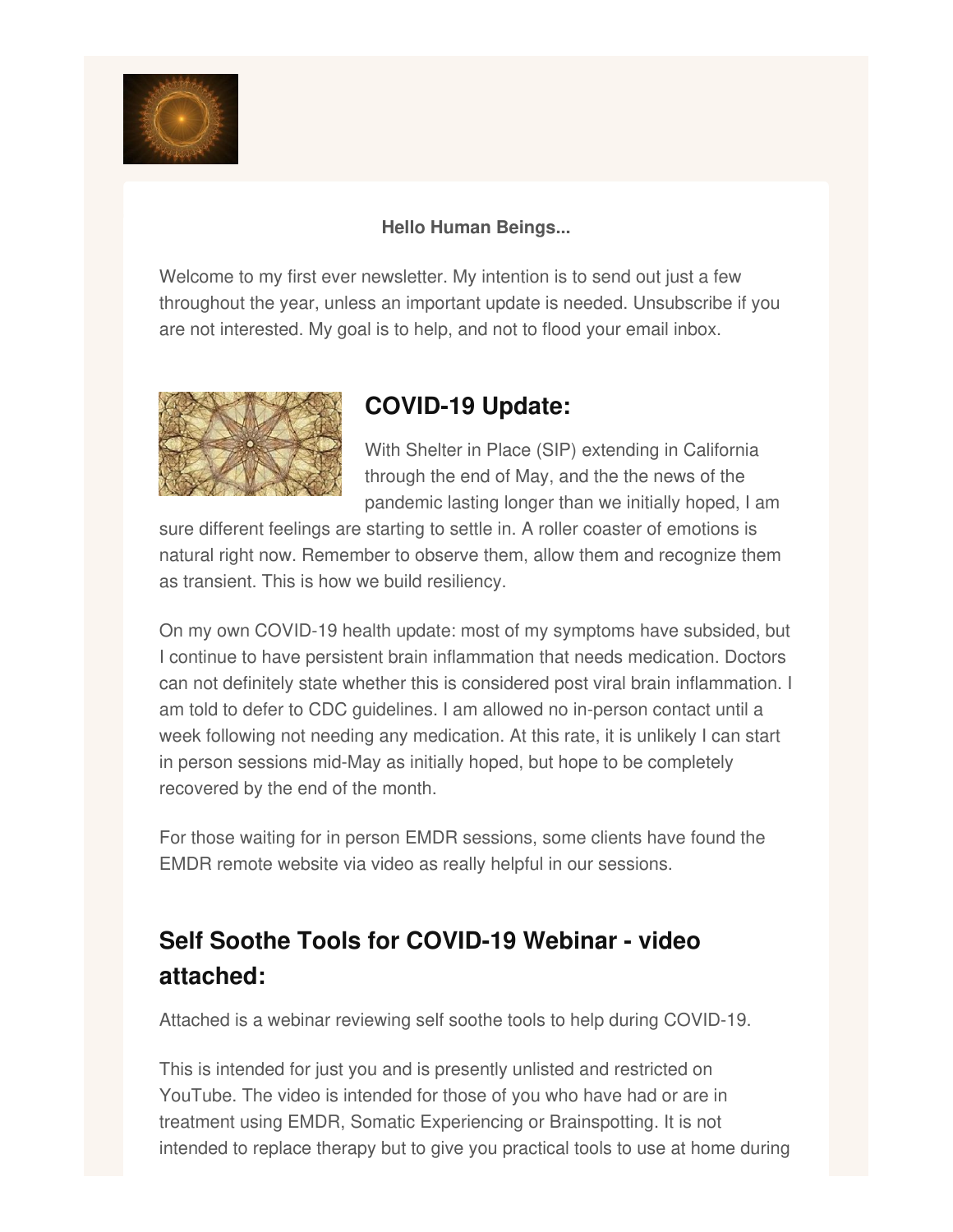**Hello Human Beings...**

Welcome to my first ever newsletter. My intention is to send out just a few throughout the year, unless an important update is needed. Unsubscribe if you are not interested. My goal is to help, and not to flood your email inbox.

## COVID-19 Update:

With Shelter in Place (SIP) extending in California through the end of May, and the the news of the pandemic lasting longer than we initially hoped, I am sure different feelings are starting to settle in. A roller coaster of emotions is natural right now. Remember to observe them, allow them and recognize them as transient. This is how we build resiliency.

On my own COVID-19 health update: most of my symptoms have subsided, but I continue to have persistent brain inflammation that needs medication. Doctors can not definitely state whether this is considered post viral brain inflammation. I am told to defer to CDC guidelines. I am allowed no in-person contact until a week following not needing any medication. At this rate, it is unlikely I can start in person sessions mid-May as initially hoped, but hope to be completely recovered by the end of the month.

For those waiting for in person EMDR sessions, some clients have found the EMDR remote website via video as really helpful in our sessions.

## Self Soothe Tools for COVID-19 Webinar - video attached:

Attached is a webinar reviewing self soothe tools to help during COVID-19.

This is intended for just you and is presently unlisted and restricted on YouTube. The video is intended for those of you who have had or are in treatment using EMDR, Somatic Experiencing or Brainspotting. It is not intended to replace therapy but to give you practical tools to use at home during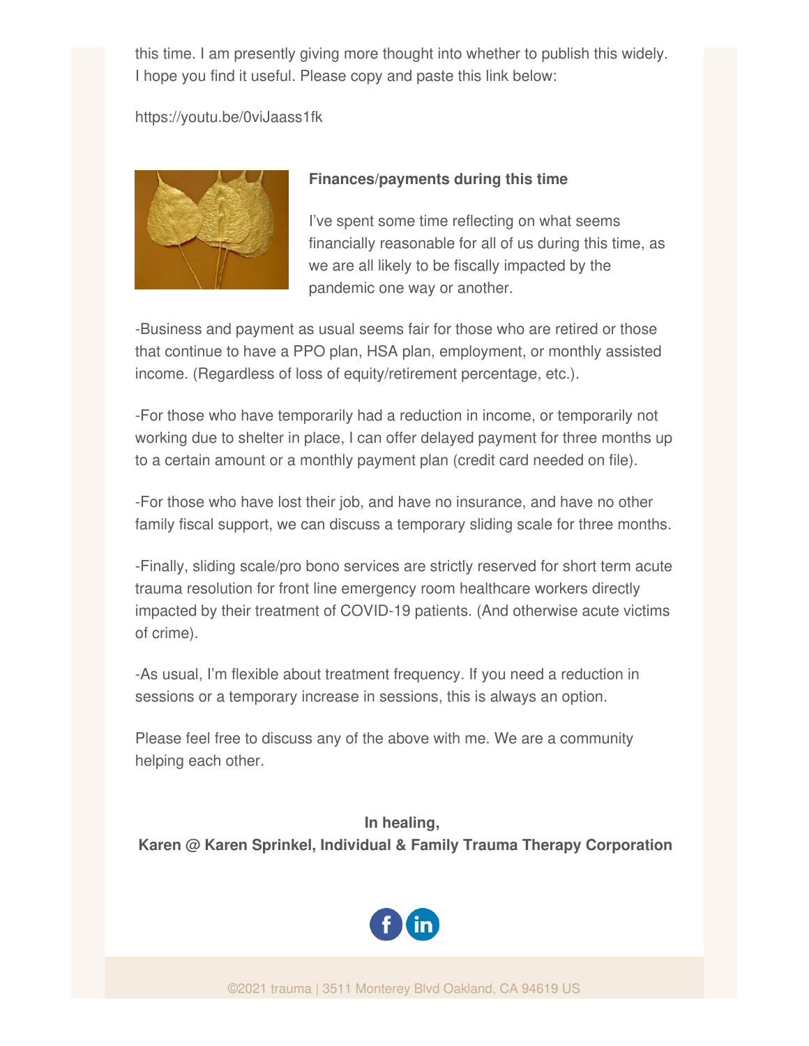this time. I am presently giving more thought into whether to publish this widely. I hope you find it useful. Please copy and paste this link below:

https://youtu.be/0viJaass1fk

**Finances/payments during this time**

I've spent some time reflecting on what seems financially reasonable for all of us during this time, as we are all likely to be fiscally impacted by the pandemic one way or another.

-Business and payment as usual seems fair for those who are retired or those that continue to have a PPO plan, HSA plan, employment, or monthly assisted income. (Regardless of loss of equity/retirement percentage, etc.).

-For those who have temporarily had a reduction in income, or temporarily not working due to shelter in place, I can offer delayed payment for three months up to a certain amount or a monthly payment plan (credit card needed on file).

-For those who have lost their job, and have no insurance, and have no other family fiscal support, we can discuss a temporary sliding scale for three months.

-Finally, sliding scale/pro bono services are strictly reserved for short term acute trauma resolution for front line emergency room healthcare workers directly impacted by their treatment of COVID-19 patients. (And otherwise acute victims of crime).

-As usual, I'm flexible about treatment frequency. If you need a reduction in sessions or a temporary increase in sessions, this is always an option.

Please feel free to discuss any of the above with me. We are a community helping each other.

**In healing,**
**Karen @ Karen Sprinkel, Individual & Family Trauma Therapy Corporation**

©2021 trauma | 3511 Monterey Blvd Oakland, CA 94619 US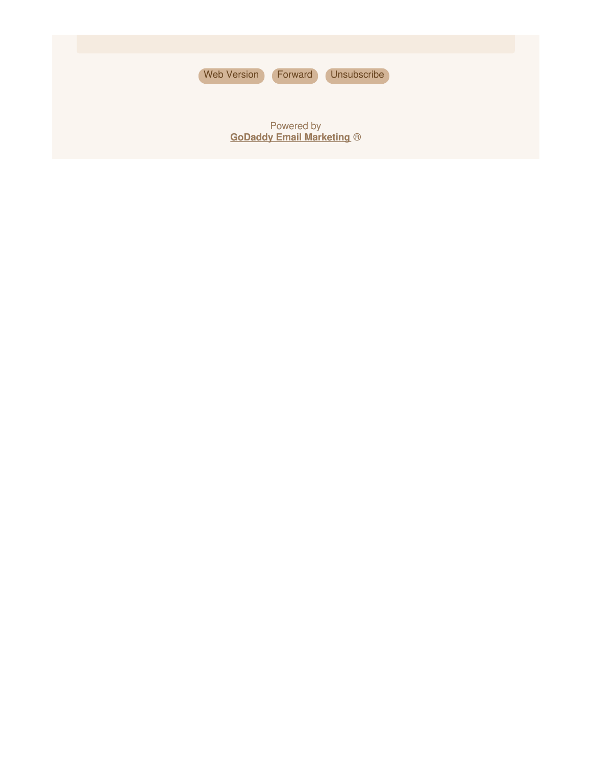Web Version Forward Unsubscribe

Powered by
**GoDaddy Email Marketing** ®